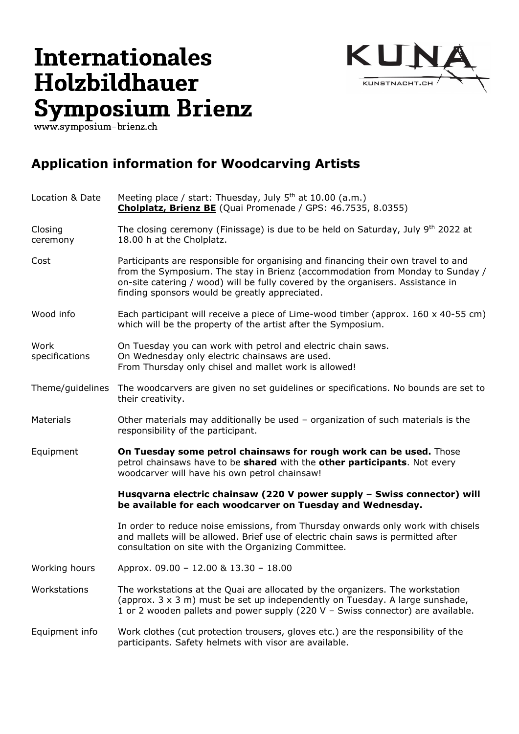# Internationales Holzbildhauer Symposium Brienz

www.symposium-brienz.ch

KUNA KUNSTNACHT.CH

## Application information for Woodcarving Artists

| | |
|---|---|
| Location & Date | Meeting place / start: Thuesday, July 5th at 10.00 (a.m.) **Cholplatz, Brienz BE** (Quai Promenade / GPS: 46.7535, 8.0355) |
| Closing ceremony | The closing ceremony (Finissage) is due to be held on Saturday, July 9th 2022 at 18.00 h at the Cholplatz. |
| Cost | Participants are responsible for organising and financing their own travel to and from the Symposium. The stay in Brienz (accommodation from Monday to Sunday / on-site catering / wood) will be fully covered by the organisers. Assistance in finding sponsors would be greatly appreciated. |
| Wood info | Each participant will receive a piece of Lime-wood timber (approx. 160 x 40-55 cm) which will be the property of the artist after the Symposium. |
| Work specifications | On Tuesday you can work with petrol and electric chain saws. On Wednesday only electric chainsaws are used. From Thursday only chisel and mallet work is allowed! |
| Theme/guidelines | The woodcarvers are given no set guidelines or specifications. No bounds are set to their creativity. |
| Materials | Other materials may additionally be used – organization of such materials is the responsibility of the participant. |
| Equipment | **On Tuesday some petrol chainsaws for rough work can be used.** Those petrol chainsaws have to be **shared** with the **other participants**. Not every woodcarver will have his own petrol chainsaw!<br><br>**Husqvarna electric chainsaw (220 V power supply – Swiss connector) will be available for each woodcarver on Tuesday and Wednesday.**<br><br>In order to reduce noise emissions, from Thursday onwards only work with chisels and mallets will be allowed. Brief use of electric chain saws is permitted after consultation on site with the Organizing Committee. |
| Working hours | Approx. 09.00 – 12.00 & 13.30 – 18.00 |
| Workstations | The workstations at the Quai are allocated by the organizers. The workstation (approx. 3 x 3 m) must be set up independently on Tuesday. A large sunshade, 1 or 2 wooden pallets and power supply (220 V – Swiss connector) are available. |
| Equipment info | Work clothes (cut protection trousers, gloves etc.) are the responsibility of the participants. Safety helmets with visor are available. |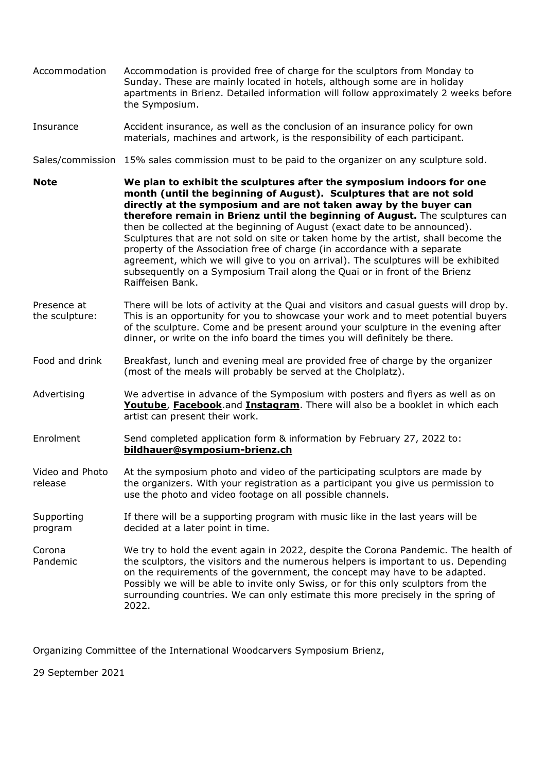| | |
|---|---|
| Accommodation | Accommodation is provided free of charge for the sculptors from Monday to Sunday. These are mainly located in hotels, although some are in holiday apartments in Brienz. Detailed information will follow approximately 2 weeks before the Symposium. |
| Insurance | Accident insurance, as well as the conclusion of an insurance policy for own materials, machines and artwork, is the responsibility of each participant. |
| Sales/commission | 15% sales commission must to be paid to the organizer on any sculpture sold. |
| **Note** | **We plan to exhibit the sculptures after the symposium indoors for one month (until the beginning of August). Sculptures that are not sold directly at the symposium and are not taken away by the buyer can therefore remain in Brienz until the beginning of August.** The sculptures can then be collected at the beginning of August (exact date to be announced). Sculptures that are not sold on site or taken home by the artist, shall become the property of the Association free of charge (in accordance with a separate agreement, which we will give to you on arrival). The sculptures will be exhibited subsequently on a Symposium Trail along the Quai or in front of the Brienz Raiffeisen Bank. |
| Presence at the sculpture: | There will be lots of activity at the Quai and visitors and casual guests will drop by. This is an opportunity for you to showcase your work and to meet potential buyers of the sculpture. Come and be present around your sculpture in the evening after dinner, or write on the info board the times you will definitely be there. |
| Food and drink | Breakfast, lunch and evening meal are provided free of charge by the organizer (most of the meals will probably be served at the Cholplatz). |
| Advertising | We advertise in advance of the Symposium with posters and flyers as well as on **Youtube**, **Facebook**.and **Instagram**. There will also be a booklet in which each artist can present their work. |
| Enrolment | Send completed application form & information by February 27, 2022 to: **bildhauer@symposium-brienz.ch** |
| Video and Photo release | At the symposium photo and video of the participating sculptors are made by the organizers. With your registration as a participant you give us permission to use the photo and video footage on all possible channels. |
| Supporting program | If there will be a supporting program with music like in the last years will be decided at a later point in time. |
| Corona Pandemic | We try to hold the event again in 2022, despite the Corona Pandemic. The health of the sculptors, the visitors and the numerous helpers is important to us. Depending on the requirements of the government, the concept may have to be adapted. Possibly we will be able to invite only Swiss, or for this only sculptors from the surrounding countries. We can only estimate this more precisely in the spring of 2022. |

Organizing Committee of the International Woodcarvers Symposium Brienz,

29 September 2021